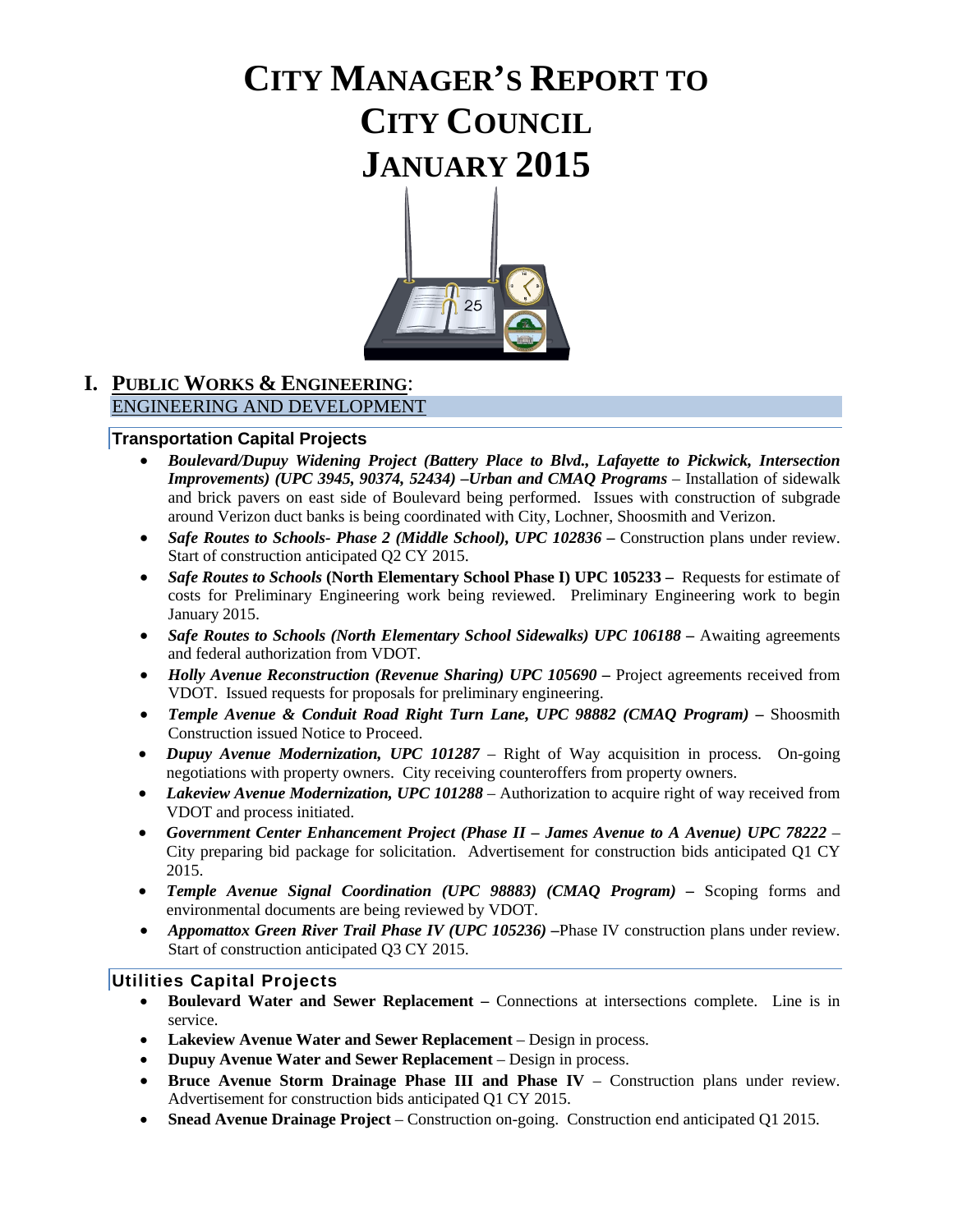# City Manager's Report to City Council January 2015

## I. Public Works & Engineering:

### ENGINEERING AND DEVELOPMENT

#### Transportation Capital Projects

- ***Boulevard/Dupuy Widening Project (Battery Place to Blvd., Lafayette to Pickwick, Intersection Improvements) (UPC 3945, 90374, 52434) –Urban and CMAQ Programs*** – Installation of sidewalk and brick pavers on east side of Boulevard being performed. Issues with construction of subgrade around Verizon duct banks is being coordinated with City, Lochner, Shoosmith and Verizon.
- ***Safe Routes to Schools- Phase 2 (Middle School), UPC 102836 –*** Construction plans under review. Start of construction anticipated Q2 CY 2015.
- ***Safe Routes to Schools* (North Elementary School Phase I) UPC 105233 –** Requests for estimate of costs for Preliminary Engineering work being reviewed. Preliminary Engineering work to begin January 2015.
- ***Safe Routes to Schools (North Elementary School Sidewalks) UPC 106188 –*** Awaiting agreements and federal authorization from VDOT.
- ***Holly Avenue Reconstruction (Revenue Sharing) UPC 105690 –*** Project agreements received from VDOT. Issued requests for proposals for preliminary engineering.
- ***Temple Avenue & Conduit Road Right Turn Lane, UPC 98882 (CMAQ Program) –*** Shoosmith Construction issued Notice to Proceed.
- ***Dupuy Avenue Modernization, UPC 101287*** – Right of Way acquisition in process. On-going negotiations with property owners. City receiving counteroffers from property owners.
- ***Lakeview Avenue Modernization, UPC 101288*** – Authorization to acquire right of way received from VDOT and process initiated.
- ***Government Center Enhancement Project (Phase II – James Avenue to A Avenue) UPC 78222*** – City preparing bid package for solicitation. Advertisement for construction bids anticipated Q1 CY 2015.
- ***Temple Avenue Signal Coordination (UPC 98883) (CMAQ Program) –*** Scoping forms and environmental documents are being reviewed by VDOT.
- ***Appomattox Green River Trail Phase IV (UPC 105236) –***Phase IV construction plans under review. Start of construction anticipated Q3 CY 2015.

#### Utilities Capital Projects

- **Boulevard Water and Sewer Replacement –** Connections at intersections complete. Line is in service.
- **Lakeview Avenue Water and Sewer Replacement** – Design in process.
- **Dupuy Avenue Water and Sewer Replacement** – Design in process.
- **Bruce Avenue Storm Drainage Phase III and Phase IV** – Construction plans under review. Advertisement for construction bids anticipated Q1 CY 2015.
- **Snead Avenue Drainage Project** – Construction on-going. Construction end anticipated Q1 2015.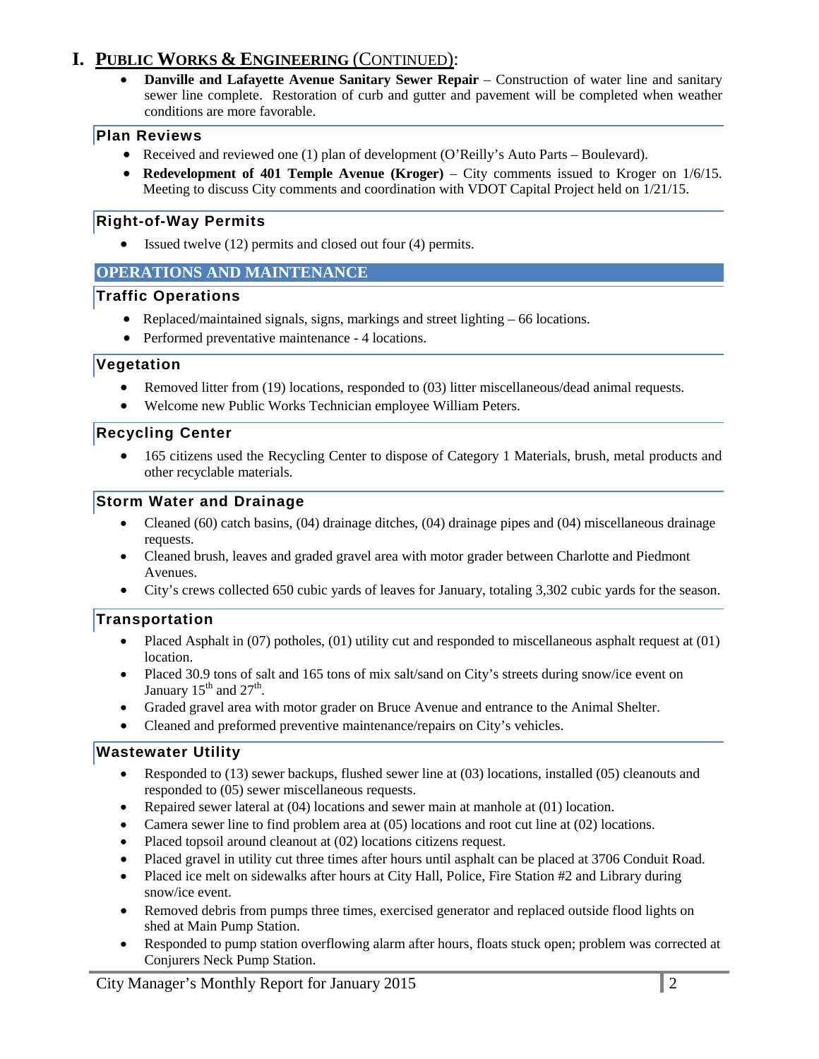# I. PUBLIC WORKS & ENGINEERING (CONTINUED):

- **Danville and Lafayette Avenue Sanitary Sewer Repair** – Construction of water line and sanitary sewer line complete. Restoration of curb and gutter and pavement will be completed when weather conditions are more favorable.

### Plan Reviews

- Received and reviewed one (1) plan of development (O'Reilly's Auto Parts – Boulevard).
- **Redevelopment of 401 Temple Avenue (Kroger)** – City comments issued to Kroger on 1/6/15. Meeting to discuss City comments and coordination with VDOT Capital Project held on 1/21/15.

### Right-of-Way Permits

- Issued twelve (12) permits and closed out four (4) permits.

## OPERATIONS AND MAINTENANCE

### Traffic Operations

- Replaced/maintained signals, signs, markings and street lighting – 66 locations.
- Performed preventative maintenance - 4 locations.

### Vegetation

- Removed litter from (19) locations, responded to (03) litter miscellaneous/dead animal requests.
- Welcome new Public Works Technician employee William Peters.

### Recycling Center

- 165 citizens used the Recycling Center to dispose of Category 1 Materials, brush, metal products and other recyclable materials.

### Storm Water and Drainage

- Cleaned (60) catch basins, (04) drainage ditches, (04) drainage pipes and (04) miscellaneous drainage requests.
- Cleaned brush, leaves and graded gravel area with motor grader between Charlotte and Piedmont Avenues.
- City's crews collected 650 cubic yards of leaves for January, totaling 3,302 cubic yards for the season.

### Transportation

- Placed Asphalt in (07) potholes, (01) utility cut and responded to miscellaneous asphalt request at (01) location.
- Placed 30.9 tons of salt and 165 tons of mix salt/sand on City's streets during snow/ice event on January 15th and 27th.
- Graded gravel area with motor grader on Bruce Avenue and entrance to the Animal Shelter.
- Cleaned and preformed preventive maintenance/repairs on City's vehicles.

### Wastewater Utility

- Responded to (13) sewer backups, flushed sewer line at (03) locations, installed (05) cleanouts and responded to (05) sewer miscellaneous requests.
- Repaired sewer lateral at (04) locations and sewer main at manhole at (01) location.
- Camera sewer line to find problem area at (05) locations and root cut line at (02) locations.
- Placed topsoil around cleanout at (02) locations citizens request.
- Placed gravel in utility cut three times after hours until asphalt can be placed at 3706 Conduit Road.
- Placed ice melt on sidewalks after hours at City Hall, Police, Fire Station #2 and Library during snow/ice event.
- Removed debris from pumps three times, exercised generator and replaced outside flood lights on shed at Main Pump Station.
- Responded to pump station overflowing alarm after hours, floats stuck open; problem was corrected at Conjurers Neck Pump Station.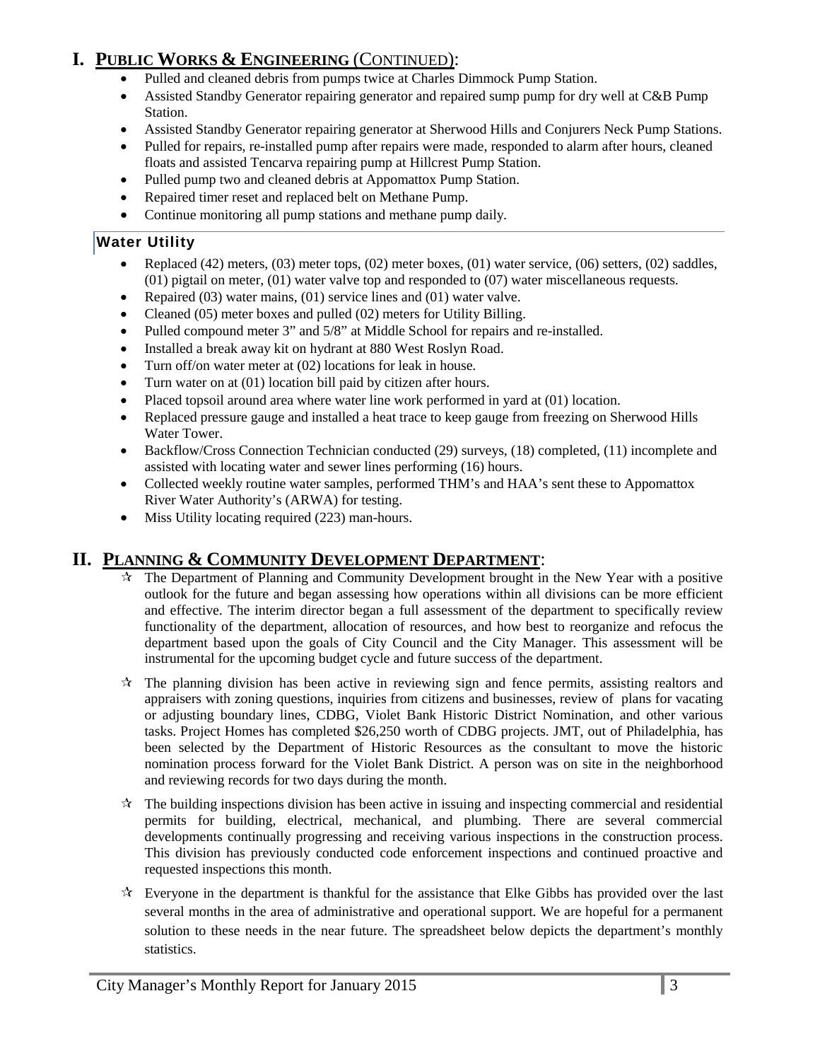# I. PUBLIC WORKS & ENGINEERING (CONTINUED):

- Pulled and cleaned debris from pumps twice at Charles Dimmock Pump Station.
- Assisted Standby Generator repairing generator and repaired sump pump for dry well at C&B Pump Station.
- Assisted Standby Generator repairing generator at Sherwood Hills and Conjurers Neck Pump Stations.
- Pulled for repairs, re-installed pump after repairs were made, responded to alarm after hours, cleaned floats and assisted Tencarva repairing pump at Hillcrest Pump Station.
- Pulled pump two and cleaned debris at Appomattox Pump Station.
- Repaired timer reset and replaced belt on Methane Pump.
- Continue monitoring all pump stations and methane pump daily.

### Water Utility

- Replaced (42) meters, (03) meter tops, (02) meter boxes, (01) water service, (06) setters, (02) saddles, (01) pigtail on meter, (01) water valve top and responded to (07) water miscellaneous requests.
- Repaired (03) water mains, (01) service lines and (01) water valve.
- Cleaned (05) meter boxes and pulled (02) meters for Utility Billing.
- Pulled compound meter 3" and 5/8" at Middle School for repairs and re-installed.
- Installed a break away kit on hydrant at 880 West Roslyn Road.
- Turn off/on water meter at (02) locations for leak in house.
- Turn water on at (01) location bill paid by citizen after hours.
- Placed topsoil around area where water line work performed in yard at (01) location.
- Replaced pressure gauge and installed a heat trace to keep gauge from freezing on Sherwood Hills Water Tower.
- Backflow/Cross Connection Technician conducted (29) surveys, (18) completed, (11) incomplete and assisted with locating water and sewer lines performing (16) hours.
- Collected weekly routine water samples, performed THM's and HAA's sent these to Appomattox River Water Authority's (ARWA) for testing.
- Miss Utility locating required (223) man-hours.

# II. PLANNING & COMMUNITY DEVELOPMENT DEPARTMENT:

- ☆ The Department of Planning and Community Development brought in the New Year with a positive outlook for the future and began assessing how operations within all divisions can be more efficient and effective. The interim director began a full assessment of the department to specifically review functionality of the department, allocation of resources, and how best to reorganize and refocus the department based upon the goals of City Council and the City Manager. This assessment will be instrumental for the upcoming budget cycle and future success of the department.

- ☆ The planning division has been active in reviewing sign and fence permits, assisting realtors and appraisers with zoning questions, inquiries from citizens and businesses, review of plans for vacating or adjusting boundary lines, CDBG, Violet Bank Historic District Nomination, and other various tasks. Project Homes has completed $26,250 worth of CDBG projects. JMT, out of Philadelphia, has been selected by the Department of Historic Resources as the consultant to move the historic nomination process forward for the Violet Bank District. A person was on site in the neighborhood and reviewing records for two days during the month.

- ☆ The building inspections division has been active in issuing and inspecting commercial and residential permits for building, electrical, mechanical, and plumbing. There are several commercial developments continually progressing and receiving various inspections in the construction process. This division has previously conducted code enforcement inspections and continued proactive and requested inspections this month.

- ☆ Everyone in the department is thankful for the assistance that Elke Gibbs has provided over the last several months in the area of administrative and operational support. We are hopeful for a permanent solution to these needs in the near future. The spreadsheet below depicts the department's monthly statistics.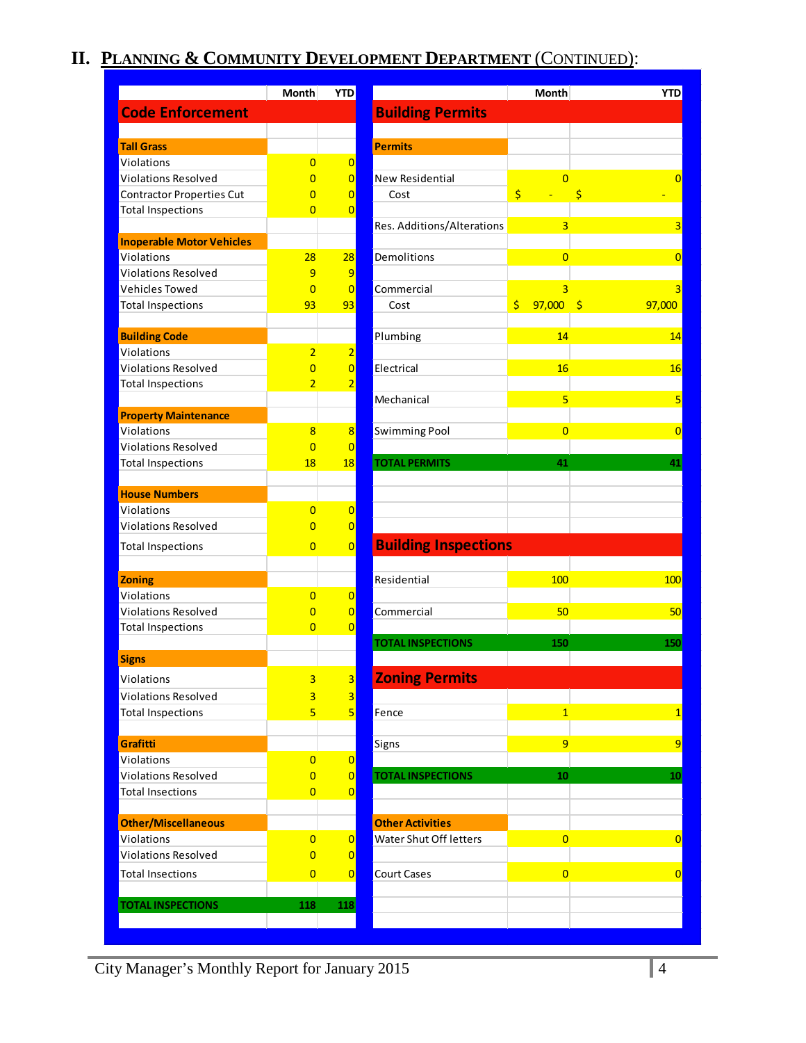## II. Planning & Community Development Department (Continued):

| | Month | YTD |
|---|---|---|
| **Code Enforcement** | | |
| **Tall Grass** | | |
| Violations | 0 | 0 |
| Violations Resolved | 0 | 0 |
| Contractor Properties Cut | 0 | 0 |
| Total Inspections | 0 | 0 |
| **Inoperable Motor Vehicles** | | |
| Violations | 28 | 28 |
| Violations Resolved | 9 | 9 |
| Vehicles Towed | 0 | 0 |
| Total Inspections | 93 | 93 |
| **Building Code** | | |
| Violations | 2 | 2 |
| Violations Resolved | 0 | 0 |
| Total Inspections | 2 | 2 |
| **Property Maintenance** | | |
| Violations | 8 | 8 |
| Violations Resolved | 0 | 0 |
| Total Inspections | 18 | 18 |
| **House Numbers** | | |
| Violations | 0 | 0 |
| Violations Resolved | 0 | 0 |
| Total Inspections | 0 | 0 |
| **Zoning** | | |
| Violations | 0 | 0 |
| Violations Resolved | 0 | 0 |
| Total Inspections | 0 | 0 |
| **Signs** | | |
| Violations | 3 | 3 |
| Violations Resolved | 3 | 3 |
| Total Inspections | 5 | 5 |
| **Grafitti** | | |
| Violations | 0 | 0 |
| Violations Resolved | 0 | 0 |
| Total Insections | 0 | 0 |
| **Other/Miscellaneous** | | |
| Violations | 0 | 0 |
| Violations Resolved | 0 | 0 |
| Total Insections | 0 | 0 |
| **TOTAL INSPECTIONS** | **118** | **118** |

| | Month | YTD |
|---|---|---|
| **Building Permits** | | |
| **Permits** | | |
| New Residential | 0 | 0 |
| Cost | $ - | $ - |
| Res. Additions/Alterations | 3 | 3 |
| Demolitions | 0 | 0 |
| Commercial | 3 | 3 |
| Cost | $ 97,000 | $ 97,000 |
| Plumbing | 14 | 14 |
| Electrical | 16 | 16 |
| Mechanical | 5 | 5 |
| Swimming Pool | 0 | 0 |
| **TOTAL PERMITS** | **41** | **41** |
| **Building Inspections** | | |
| Residential | 100 | 100 |
| Commercial | 50 | 50 |
| **TOTAL INSPECTIONS** | **150** | **150** |
| **Zoning Permits** | | |
| Fence | 1 | 1 |
| Signs | 9 | 9 |
| **TOTAL INSPECTIONS** | **10** | **10** |
| **Other Activities** | | |
| Water Shut Off letters | 0 | 0 |
| Court Cases | 0 | 0 |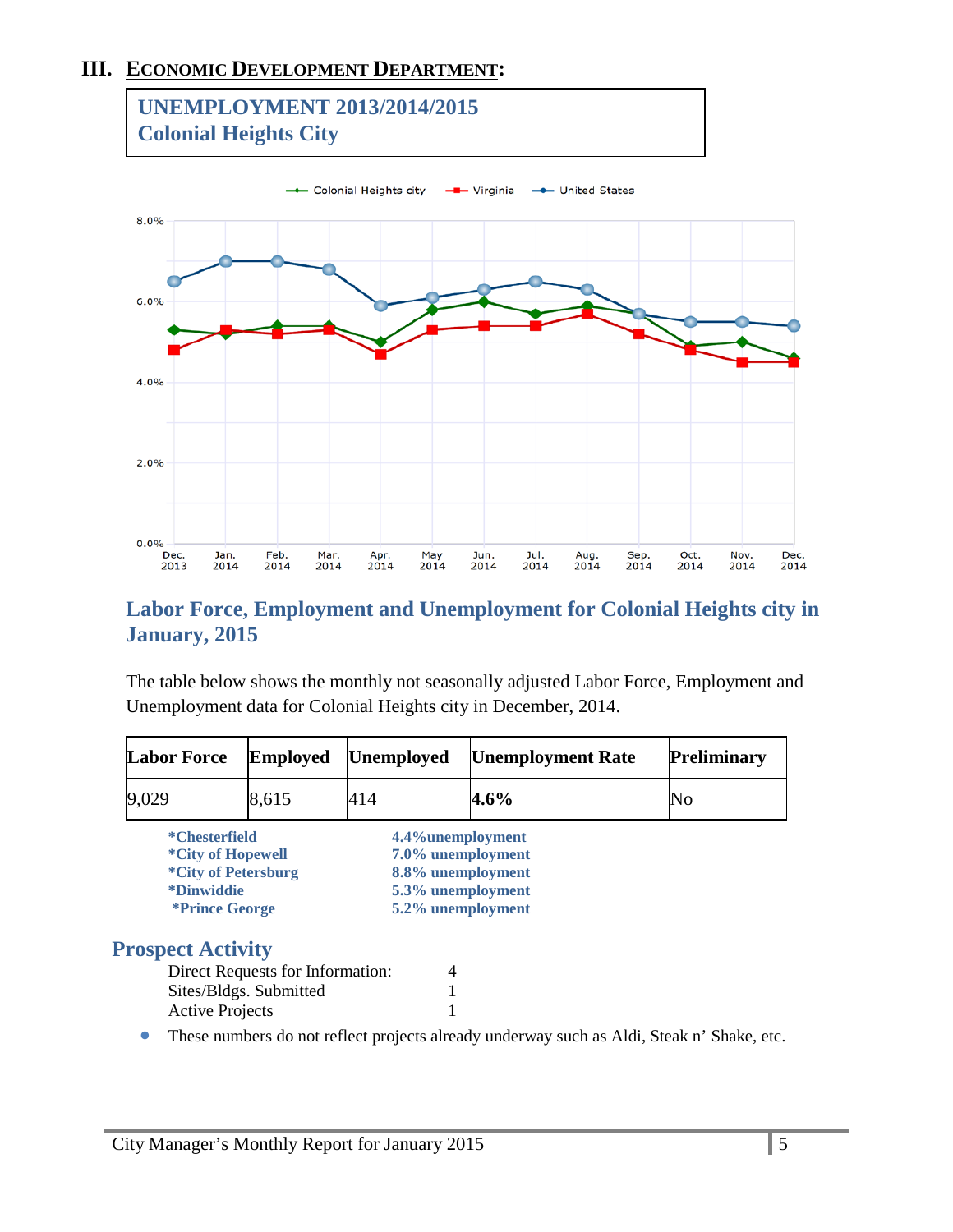# III. ECONOMIC DEVELOPMENT DEPARTMENT:

## UNEMPLOYMENT 2013/2014/2015
## Colonial Heights City

## Labor Force, Employment and Unemployment for Colonial Heights city in January, 2015

The table below shows the monthly not seasonally adjusted Labor Force, Employment and Unemployment data for Colonial Heights city in December, 2014.

| Labor Force | Employed | Unemployed | Unemployment Rate | Preliminary |
|---|---|---|---|---|
| 9,029 | 8,615 | 414 | **4.6%** | No |

| | |
|---|---|
| **\*Chesterfield** | **4.4%unemployment** |
| **\*City of Hopewell** | **7.0% unemployment** |
| **\*City of Petersburg** | **8.8% unemployment** |
| **\*Dinwiddie** | **5.3% unemployment** |
| **\*Prince George** | **5.2% unemployment** |

## Prospect Activity

| | |
|---|---|
| Direct Requests for Information: | 4 |
| Sites/Bldgs. Submitted | 1 |
| Active Projects | 1 |

- These numbers do not reflect projects already underway such as Aldi, Steak n' Shake, etc.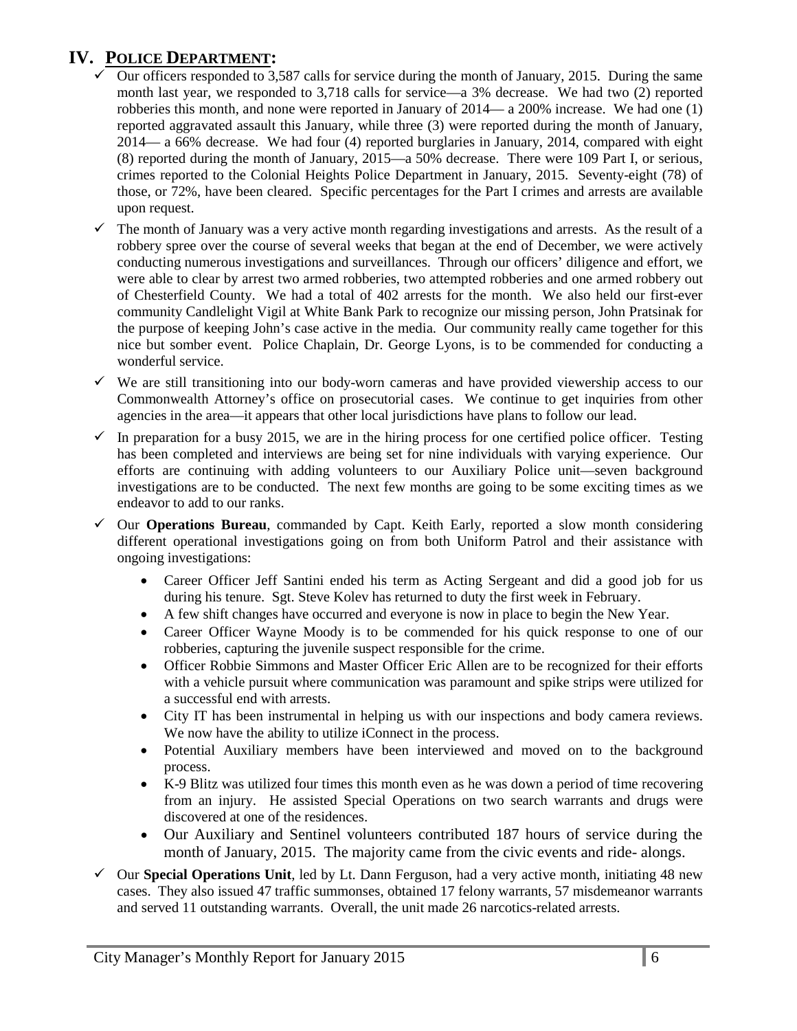## IV. POLICE DEPARTMENT:

- ✓ Our officers responded to 3,587 calls for service during the month of January, 2015. During the same month last year, we responded to 3,718 calls for service—a 3% decrease. We had two (2) reported robberies this month, and none were reported in January of 2014— a 200% increase. We had one (1) reported aggravated assault this January, while three (3) were reported during the month of January, 2014— a 66% decrease. We had four (4) reported burglaries in January, 2014, compared with eight (8) reported during the month of January, 2015—a 50% decrease. There were 109 Part I, or serious, crimes reported to the Colonial Heights Police Department in January, 2015. Seventy-eight (78) of those, or 72%, have been cleared. Specific percentages for the Part I crimes and arrests are available upon request.
- ✓ The month of January was a very active month regarding investigations and arrests. As the result of a robbery spree over the course of several weeks that began at the end of December, we were actively conducting numerous investigations and surveillances. Through our officers' diligence and effort, we were able to clear by arrest two armed robberies, two attempted robberies and one armed robbery out of Chesterfield County. We had a total of 402 arrests for the month. We also held our first-ever community Candlelight Vigil at White Bank Park to recognize our missing person, John Pratsinak for the purpose of keeping John's case active in the media. Our community really came together for this nice but somber event. Police Chaplain, Dr. George Lyons, is to be commended for conducting a wonderful service.
- ✓ We are still transitioning into our body-worn cameras and have provided viewership access to our Commonwealth Attorney's office on prosecutorial cases. We continue to get inquiries from other agencies in the area—it appears that other local jurisdictions have plans to follow our lead.
- ✓ In preparation for a busy 2015, we are in the hiring process for one certified police officer. Testing has been completed and interviews are being set for nine individuals with varying experience. Our efforts are continuing with adding volunteers to our Auxiliary Police unit—seven background investigations are to be conducted. The next few months are going to be some exciting times as we endeavor to add to our ranks.
- ✓ Our **Operations Bureau**, commanded by Capt. Keith Early, reported a slow month considering different operational investigations going on from both Uniform Patrol and their assistance with ongoing investigations:
  - Career Officer Jeff Santini ended his term as Acting Sergeant and did a good job for us during his tenure. Sgt. Steve Kolev has returned to duty the first week in February.
  - A few shift changes have occurred and everyone is now in place to begin the New Year.
  - Career Officer Wayne Moody is to be commended for his quick response to one of our robberies, capturing the juvenile suspect responsible for the crime.
  - Officer Robbie Simmons and Master Officer Eric Allen are to be recognized for their efforts with a vehicle pursuit where communication was paramount and spike strips were utilized for a successful end with arrests.
  - City IT has been instrumental in helping us with our inspections and body camera reviews. We now have the ability to utilize iConnect in the process.
  - Potential Auxiliary members have been interviewed and moved on to the background process.
  - K-9 Blitz was utilized four times this month even as he was down a period of time recovering from an injury. He assisted Special Operations on two search warrants and drugs were discovered at one of the residences.
  - Our Auxiliary and Sentinel volunteers contributed 187 hours of service during the month of January, 2015. The majority came from the civic events and ride- alongs.
- ✓ Our **Special Operations Unit**, led by Lt. Dann Ferguson, had a very active month, initiating 48 new cases. They also issued 47 traffic summonses, obtained 17 felony warrants, 57 misdemeanor warrants and served 11 outstanding warrants. Overall, the unit made 26 narcotics-related arrests.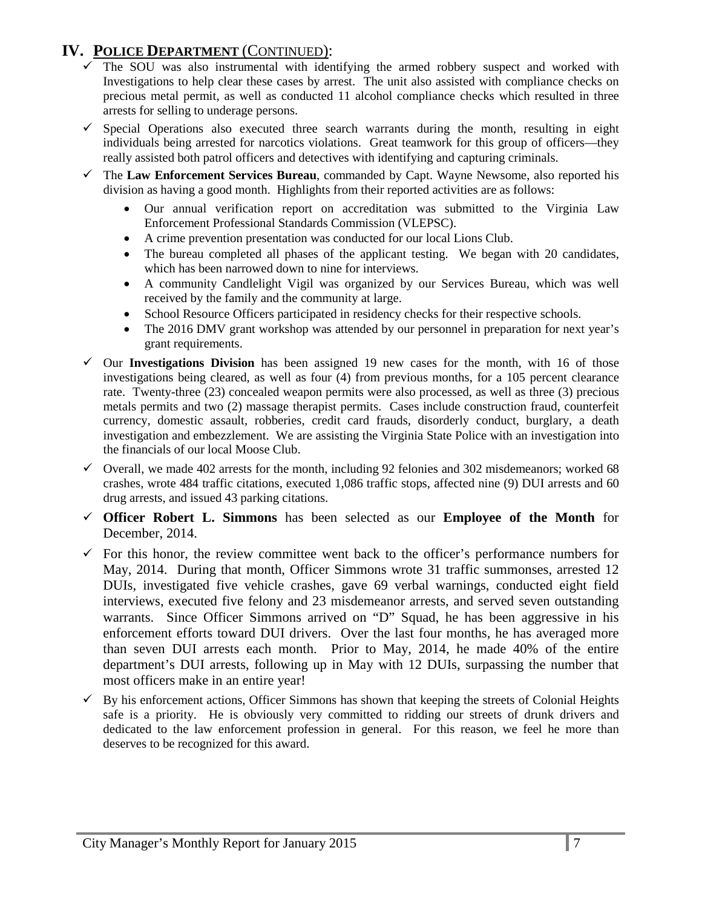## IV. **POLICE DEPARTMENT** (CONTINUED):

- ✓ The SOU was also instrumental with identifying the armed robbery suspect and worked with Investigations to help clear these cases by arrest. The unit also assisted with compliance checks on precious metal permit, as well as conducted 11 alcohol compliance checks which resulted in three arrests for selling to underage persons.
- ✓ Special Operations also executed three search warrants during the month, resulting in eight individuals being arrested for narcotics violations. Great teamwork for this group of officers—they really assisted both patrol officers and detectives with identifying and capturing criminals.
- ✓ The **Law Enforcement Services Bureau**, commanded by Capt. Wayne Newsome, also reported his division as having a good month. Highlights from their reported activities are as follows:
  - Our annual verification report on accreditation was submitted to the Virginia Law Enforcement Professional Standards Commission (VLEPSC).
  - A crime prevention presentation was conducted for our local Lions Club.
  - The bureau completed all phases of the applicant testing. We began with 20 candidates, which has been narrowed down to nine for interviews.
  - A community Candlelight Vigil was organized by our Services Bureau, which was well received by the family and the community at large.
  - School Resource Officers participated in residency checks for their respective schools.
  - The 2016 DMV grant workshop was attended by our personnel in preparation for next year's grant requirements.
- ✓ Our **Investigations Division** has been assigned 19 new cases for the month, with 16 of those investigations being cleared, as well as four (4) from previous months, for a 105 percent clearance rate. Twenty-three (23) concealed weapon permits were also processed, as well as three (3) precious metals permits and two (2) massage therapist permits. Cases include construction fraud, counterfeit currency, domestic assault, robberies, credit card frauds, disorderly conduct, burglary, a death investigation and embezzlement. We are assisting the Virginia State Police with an investigation into the financials of our local Moose Club.
- ✓ Overall, we made 402 arrests for the month, including 92 felonies and 302 misdemeanors; worked 68 crashes, wrote 484 traffic citations, executed 1,086 traffic stops, affected nine (9) DUI arrests and 60 drug arrests, and issued 43 parking citations.
- ✓ **Officer Robert L. Simmons** has been selected as our **Employee of the Month** for December, 2014.
- ✓ For this honor, the review committee went back to the officer's performance numbers for May, 2014. During that month, Officer Simmons wrote 31 traffic summonses, arrested 12 DUIs, investigated five vehicle crashes, gave 69 verbal warnings, conducted eight field interviews, executed five felony and 23 misdemeanor arrests, and served seven outstanding warrants. Since Officer Simmons arrived on "D" Squad, he has been aggressive in his enforcement efforts toward DUI drivers. Over the last four months, he has averaged more than seven DUI arrests each month. Prior to May, 2014, he made 40% of the entire department's DUI arrests, following up in May with 12 DUIs, surpassing the number that most officers make in an entire year!
- ✓ By his enforcement actions, Officer Simmons has shown that keeping the streets of Colonial Heights safe is a priority. He is obviously very committed to ridding our streets of drunk drivers and dedicated to the law enforcement profession in general. For this reason, we feel he more than deserves to be recognized for this award.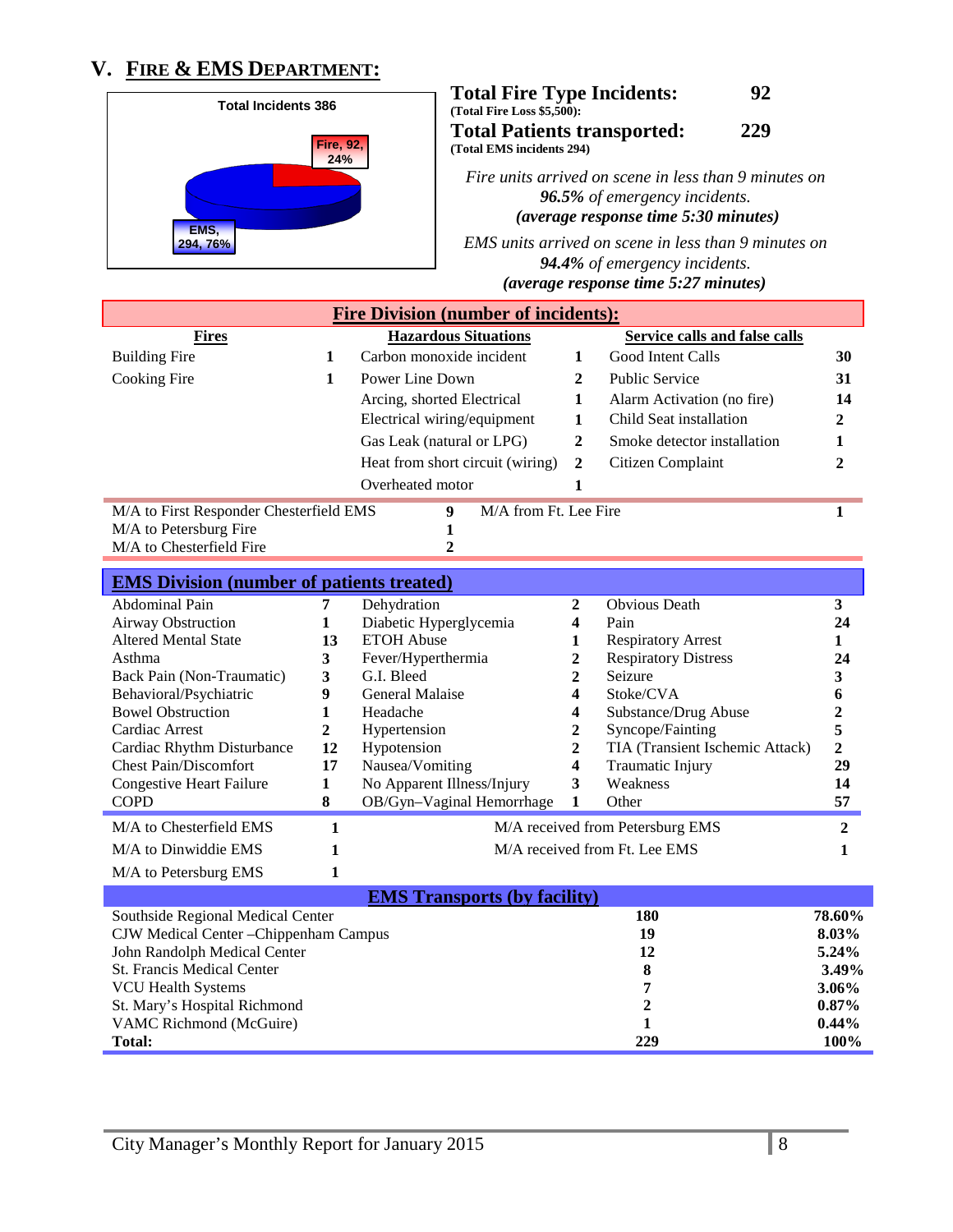## V. FIRE & EMS DEPARTMENT:

Total Incidents 386

Fire, 92, 24%

EMS, 294, 76%

**Total Fire Type Incidents: 92**
**(Total Fire Loss $5,500):**

**Total Patients transported: 229**
**(Total EMS incidents 294)**

*Fire units arrived on scene in less than 9 minutes on **96.5%** of emergency incidents.*
***(average response time 5:30 minutes)***

*EMS units arrived on scene in less than 9 minutes on **94.4%** of emergency incidents.*
***(average response time 5:27 minutes)***

| **Fire Division (number of incidents):** | | | | | |
|---|---|---|---|---|---|
| **Fires** | | **Hazardous Situations** | | **Service calls and false calls** | |
| Building Fire | **1** | Carbon monoxide incident | **1** | Good Intent Calls | **30** |
| Cooking Fire | **1** | Power Line Down | **2** | Public Service | **31** |
| | | Arcing, shorted Electrical | **1** | Alarm Activation (no fire) | **14** |
| | | Electrical wiring/equipment | **1** | Child Seat installation | **2** |
| | | Gas Leak (natural or LPG) | **2** | Smoke detector installation | **1** |
| | | Heat from short circuit (wiring) | **2** | Citizen Complaint | **2** |
| | | Overheated motor | **1** | | |

| | | | |
|---|---|---|---|
| M/A to First Responder Chesterfield EMS | **9** | M/A from Ft. Lee Fire | **1** |
| M/A to Petersburg Fire | **1** | | |
| M/A to Chesterfield Fire | **2** | | |

| **EMS Division (number of patients treated)** | | | | | |
|---|---|---|---|---|---|
| Abdominal Pain | **7** | Dehydration | **2** | Obvious Death | **3** |
| Airway Obstruction | **1** | Diabetic Hyperglycemia | **4** | Pain | **24** |
| Altered Mental State | **13** | ETOH Abuse | **1** | Respiratory Arrest | **1** |
| Asthma | **3** | Fever/Hyperthermia | **2** | Respiratory Distress | **24** |
| Back Pain (Non-Traumatic) | **3** | G.I. Bleed | **2** | Seizure | **3** |
| Behavioral/Psychiatric | **9** | General Malaise | **4** | Stoke/CVA | **6** |
| Bowel Obstruction | **1** | Headache | **4** | Substance/Drug Abuse | **2** |
| Cardiac Arrest | **2** | Hypertension | **2** | Syncope/Fainting | **5** |
| Cardiac Rhythm Disturbance | **12** | Hypotension | **2** | TIA (Transient Ischemic Attack) | **2** |
| Chest Pain/Discomfort | **17** | Nausea/Vomiting | **4** | Traumatic Injury | **29** |
| Congestive Heart Failure | **1** | No Apparent Illness/Injury | **3** | Weakness | **14** |
| COPD | **8** | OB/Gyn–Vaginal Hemorrhage | **1** | Other | **57** |

| | | | |
|---|---|---|---|
| M/A to Chesterfield EMS | **1** | M/A received from Petersburg EMS | **2** |
| M/A to Dinwiddie EMS | **1** | M/A received from Ft. Lee EMS | **1** |
| M/A to Petersburg EMS | **1** | | |

| **EMS Transports (by facility)** | | |
|---|---|---|
| Southside Regional Medical Center | **180** | **78.60%** |
| CJW Medical Center –Chippenham Campus | **19** | **8.03%** |
| John Randolph Medical Center | **12** | **5.24%** |
| St. Francis Medical Center | **8** | **3.49%** |
| VCU Health Systems | **7** | **3.06%** |
| St. Mary's Hospital Richmond | **2** | **0.87%** |
| VAMC Richmond (McGuire) | **1** | **0.44%** |
| **Total:** | **229** | **100%** |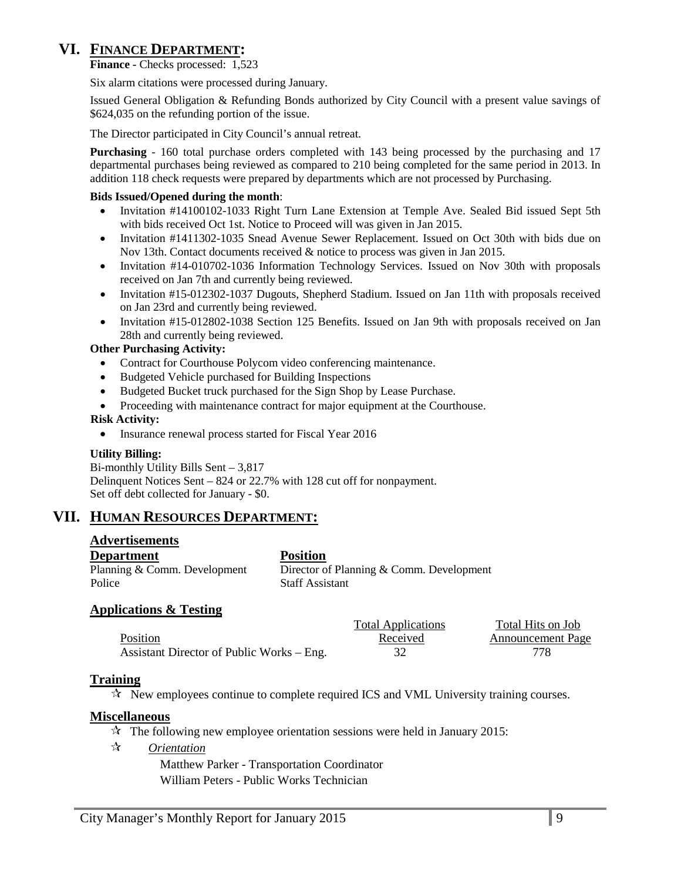# VI. FINANCE DEPARTMENT:

**Finance -** Checks processed: 1,523

Six alarm citations were processed during January.

Issued General Obligation & Refunding Bonds authorized by City Council with a present value savings of $624,035 on the refunding portion of the issue.

The Director participated in City Council's annual retreat.

**Purchasing** - 160 total purchase orders completed with 143 being processed by the purchasing and 17 departmental purchases being reviewed as compared to 210 being completed for the same period in 2013. In addition 118 check requests were prepared by departments which are not processed by Purchasing.

**Bids Issued/Opened during the month**:

- Invitation #14100102-1033 Right Turn Lane Extension at Temple Ave. Sealed Bid issued Sept 5th with bids received Oct 1st. Notice to Proceed will was given in Jan 2015.
- Invitation #1411302-1035 Snead Avenue Sewer Replacement. Issued on Oct 30th with bids due on Nov 13th. Contact documents received & notice to process was given in Jan 2015.
- Invitation #14-010702-1036 Information Technology Services. Issued on Nov 30th with proposals received on Jan 7th and currently being reviewed.
- Invitation #15-012302-1037 Dugouts, Shepherd Stadium. Issued on Jan 11th with proposals received on Jan 23rd and currently being reviewed.
- Invitation #15-012802-1038 Section 125 Benefits. Issued on Jan 9th with proposals received on Jan 28th and currently being reviewed.

**Other Purchasing Activity:**

- Contract for Courthouse Polycom video conferencing maintenance.
- Budgeted Vehicle purchased for Building Inspections
- Budgeted Bucket truck purchased for the Sign Shop by Lease Purchase.
- Proceeding with maintenance contract for major equipment at the Courthouse.

**Risk Activity:**

- Insurance renewal process started for Fiscal Year 2016

**Utility Billing:**

Bi-monthly Utility Bills Sent – 3,817
Delinquent Notices Sent – 824 or 22.7% with 128 cut off for nonpayment.
Set off debt collected for January - $0.

# VII. HUMAN RESOURCES DEPARTMENT:

## Advertisements

| Department | Position |
|---|---|
| Planning & Comm. Development | Director of Planning & Comm. Development |
| Police | Staff Assistant |

## Applications & Testing

| Position | Total Applications Received | Total Hits on Job Announcement Page |
|---|---|---|
| Assistant Director of Public Works – Eng. | 32 | 778 |

## Training

☆ New employees continue to complete required ICS and VML University training courses.

## Miscellaneous

☆ The following new employee orientation sessions were held in January 2015:

☆ *Orientation*

Matthew Parker - Transportation Coordinator
William Peters - Public Works Technician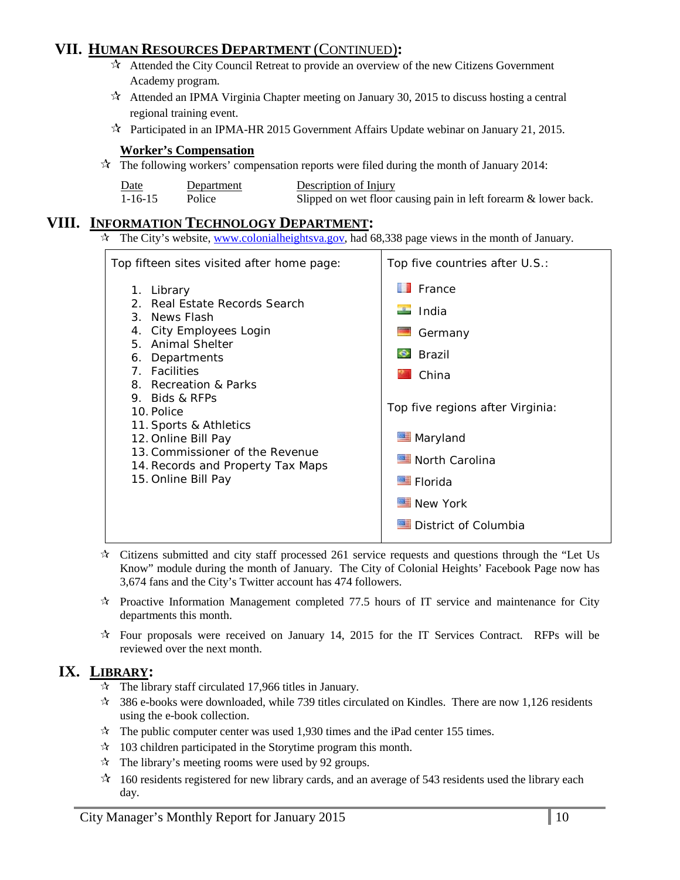## VII. HUMAN RESOURCES DEPARTMENT (CONTINUED):

- ✰ Attended the City Council Retreat to provide an overview of the new Citizens Government Academy program.
- ✰ Attended an IPMA Virginia Chapter meeting on January 30, 2015 to discuss hosting a central regional training event.
- ✰ Participated in an IPMA-HR 2015 Government Affairs Update webinar on January 21, 2015.

### Worker's Compensation

✰ The following workers' compensation reports were filed during the month of January 2014:

| Date | Department | Description of Injury |
|---|---|---|
| 1-16-15 | Police | Slipped on wet floor causing pain in left forearm & lower back. |

## VIII. INFORMATION TECHNOLOGY DEPARTMENT:

✰ The City's website, www.colonialheightsva.gov, had 68,338 page views in the month of January.

| Top fifteen sites visited after home page: | Top five countries after U.S.: |
|---|---|
| 1. Library | France |
| 2. Real Estate Records Search | India |
| 3. News Flash | Germany |
| 4. City Employees Login | Brazil |
| 5. Animal Shelter | China |
| 6. Departments | |
| 7. Facilities | |
| 8. Recreation & Parks | **Top five regions after Virginia:** |
| 9. Bids & RFPs | Maryland |
| 10. Police | North Carolina |
| 11. Sports & Athletics | Florida |
| 12. Online Bill Pay | New York |
| 13. Commissioner of the Revenue | District of Columbia |
| 14. Records and Property Tax Maps | |
| 15. Online Bill Pay | |

- ✰ Citizens submitted and city staff processed 261 service requests and questions through the "Let Us Know" module during the month of January. The City of Colonial Heights' Facebook Page now has 3,674 fans and the City's Twitter account has 474 followers.
- ✰ Proactive Information Management completed 77.5 hours of IT service and maintenance for City departments this month.
- ✰ Four proposals were received on January 14, 2015 for the IT Services Contract. RFPs will be reviewed over the next month.

## IX. LIBRARY:

- ✰ The library staff circulated 17,966 titles in January.
- ✰ 386 e-books were downloaded, while 739 titles circulated on Kindles. There are now 1,126 residents using the e-book collection.
- ✰ The public computer center was used 1,930 times and the iPad center 155 times.
- ✰ 103 children participated in the Storytime program this month.
- ✰ The library's meeting rooms were used by 92 groups.
- ✰ 160 residents registered for new library cards, and an average of 543 residents used the library each day.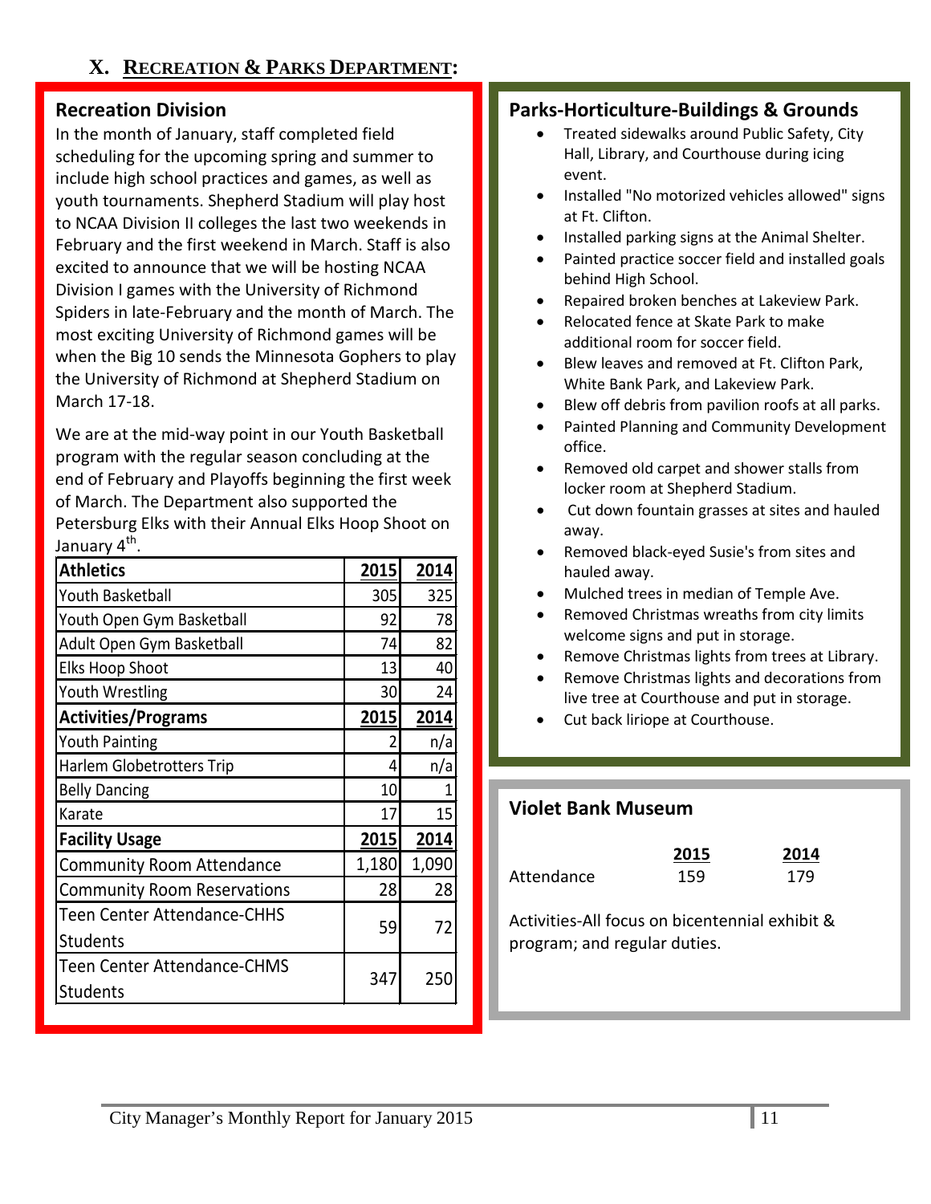## X. RECREATION & PARKS DEPARTMENT:

### Recreation Division

In the month of January, staff completed field scheduling for the upcoming spring and summer to include high school practices and games, as well as youth tournaments. Shepherd Stadium will play host to NCAA Division II colleges the last two weekends in February and the first weekend in March. Staff is also excited to announce that we will be hosting NCAA Division I games with the University of Richmond Spiders in late-February and the month of March. The most exciting University of Richmond games will be when the Big 10 sends the Minnesota Gophers to play the University of Richmond at Shepherd Stadium on March 17-18.

We are at the mid-way point in our Youth Basketball program with the regular season concluding at the end of February and Playoffs beginning the first week of March. The Department also supported the Petersburg Elks with their Annual Elks Hoop Shoot on January 4th.

| **Athletics** | **2015** | **2014** |
|---|---|---|
| Youth Basketball | 305 | 325 |
| Youth Open Gym Basketball | 92 | 78 |
| Adult Open Gym Basketball | 74 | 82 |
| Elks Hoop Shoot | 13 | 40 |
| Youth Wrestling | 30 | 24 |
| **Activities/Programs** | **2015** | **2014** |
| Youth Painting | 2 | n/a |
| Harlem Globetrotters Trip | 4 | n/a |
| Belly Dancing | 10 | 1 |
| Karate | 17 | 15 |
| **Facility Usage** | **2015** | **2014** |
| Community Room Attendance | 1,180 | 1,090 |
| Community Room Reservations | 28 | 28 |
| Teen Center Attendance-CHHS Students | 59 | 72 |
| Teen Center Attendance-CHMS Students | 347 | 250 |

### Parks-Horticulture-Buildings & Grounds

- Treated sidewalks around Public Safety, City Hall, Library, and Courthouse during icing event.
- Installed "No motorized vehicles allowed" signs at Ft. Clifton.
- Installed parking signs at the Animal Shelter.
- Painted practice soccer field and installed goals behind High School.
- Repaired broken benches at Lakeview Park.
- Relocated fence at Skate Park to make additional room for soccer field.
- Blew leaves and removed at Ft. Clifton Park, White Bank Park, and Lakeview Park.
- Blew off debris from pavilion roofs at all parks.
- Painted Planning and Community Development office.
- Removed old carpet and shower stalls from locker room at Shepherd Stadium.
- Cut down fountain grasses at sites and hauled away.
- Removed black-eyed Susie's from sites and hauled away.
- Mulched trees in median of Temple Ave.
- Removed Christmas wreaths from city limits welcome signs and put in storage.
- Remove Christmas lights from trees at Library.
- Remove Christmas lights and decorations from live tree at Courthouse and put in storage.
- Cut back liriope at Courthouse.

### Violet Bank Museum

| | **2015** | **2014** |
|---|---|---|
| Attendance | 159 | 179 |

Activities-All focus on bicentennial exhibit & program; and regular duties.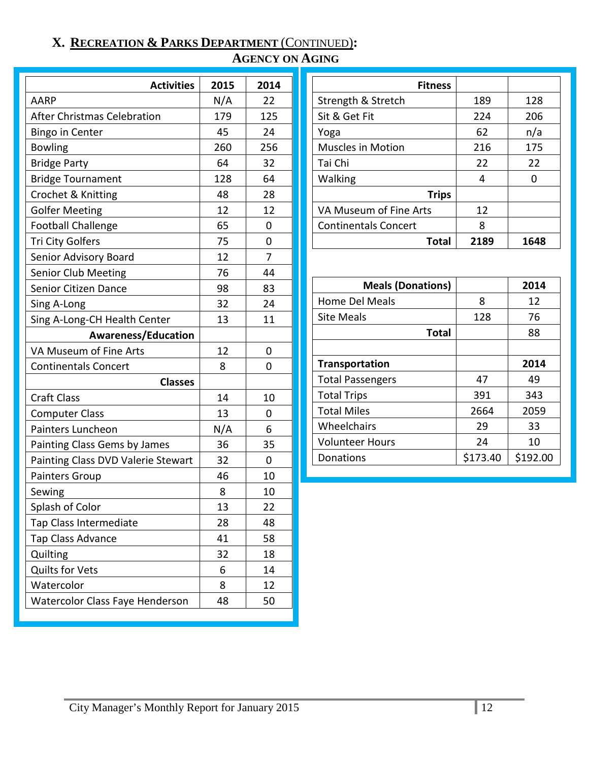## X. Recreation & Parks Department (Continued):

### Agency on Aging

| Activities | 2015 | 2014 |
|---|---|---|
| AARP | N/A | 22 |
| After Christmas Celebration | 179 | 125 |
| Bingo in Center | 45 | 24 |
| Bowling | 260 | 256 |
| Bridge Party | 64 | 32 |
| Bridge Tournament | 128 | 64 |
| Crochet & Knitting | 48 | 28 |
| Golfer Meeting | 12 | 12 |
| Football Challenge | 65 | 0 |
| Tri City Golfers | 75 | 0 |
| Senior Advisory Board | 12 | 7 |
| Senior Club Meeting | 76 | 44 |
| Senior Citizen Dance | 98 | 83 |
| Sing A-Long | 32 | 24 |
| Sing A-Long-CH Health Center | 13 | 11 |
| **Awareness/Education** | | |
| VA Museum of Fine Arts | 12 | 0 |
| Continentals Concert | 8 | 0 |
| **Classes** | | |
| Craft Class | 14 | 10 |
| Computer Class | 13 | 0 |
| Painters Luncheon | N/A | 6 |
| Painting Class Gems by James | 36 | 35 |
| Painting Class DVD Valerie Stewart | 32 | 0 |
| Painters Group | 46 | 10 |
| Sewing | 8 | 10 |
| Splash of Color | 13 | 22 |
| Tap Class Intermediate | 28 | 48 |
| Tap Class Advance | 41 | 58 |
| Quilting | 32 | 18 |
| Quilts for Vets | 6 | 14 |
| Watercolor | 8 | 12 |
| Watercolor Class Faye Henderson | 48 | 50 |

| Fitness | | |
|---|---|---|
| Strength & Stretch | 189 | 128 |
| Sit & Get Fit | 224 | 206 |
| Yoga | 62 | n/a |
| Muscles in Motion | 216 | 175 |
| Tai Chi | 22 | 22 |
| Walking | 4 | 0 |
| **Trips** | | |
| VA Museum of Fine Arts | 12 | |
| Continentals Concert | 8 | |
| **Total** | **2189** | **1648** |

| Meals (Donations) | | 2014 |
|---|---|---|
| Home Del Meals | 8 | 12 |
| Site Meals | 128 | 76 |
| **Total** | | 88 |

| Transportation | | 2014 |
|---|---|---|
| Total Passengers | 47 | 49 |
| Total Trips | 391 | 343 |
| Total Miles | 2664 | 2059 |
| Wheelchairs | 29 | 33 |
| Volunteer Hours | 24 | 10 |
| Donations | $173.40 | $192.00 |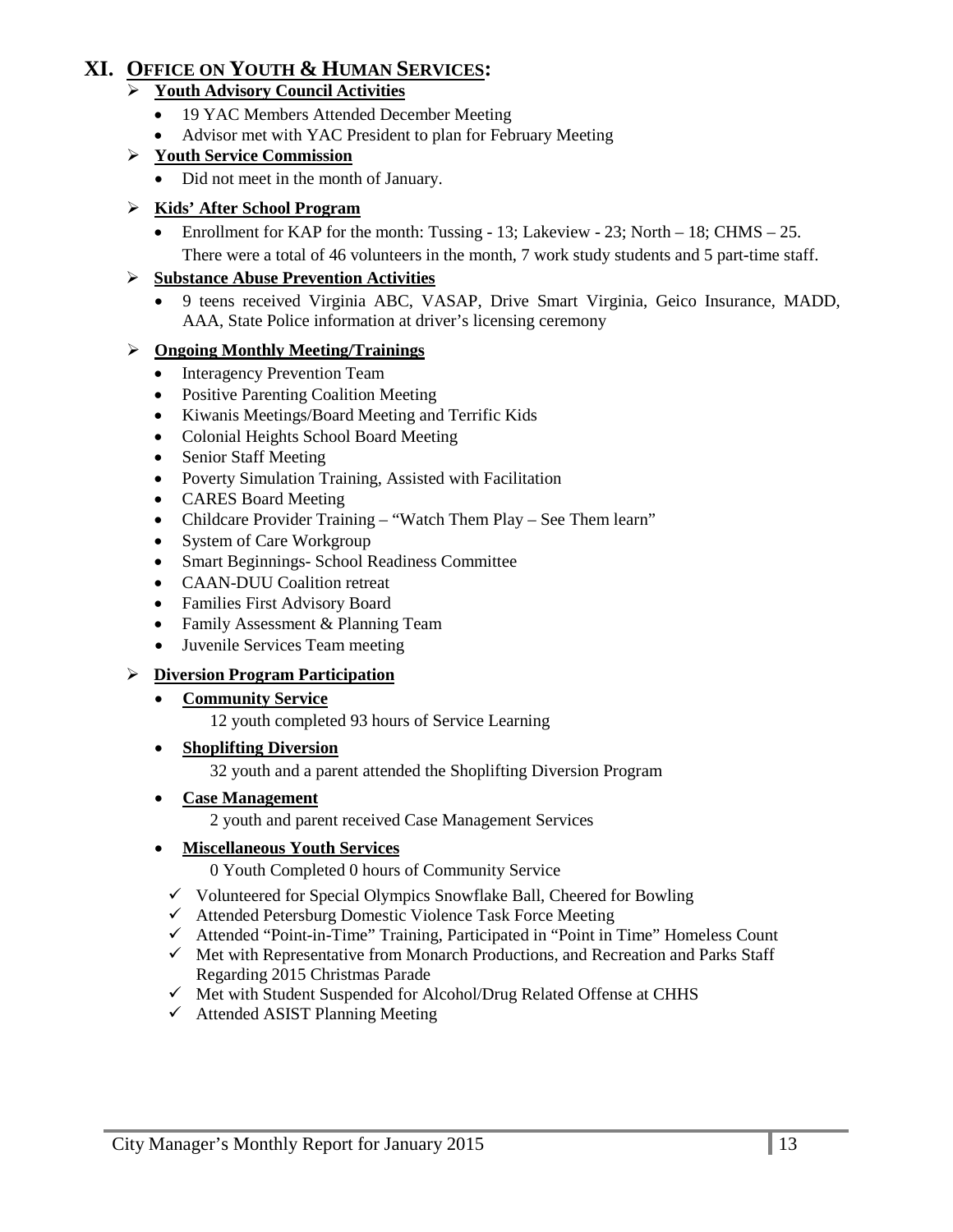# XI. OFFICE ON YOUTH & HUMAN SERVICES:

- **Youth Advisory Council Activities**
  - 19 YAC Members Attended December Meeting
  - Advisor met with YAC President to plan for February Meeting
- **Youth Service Commission**
  - Did not meet in the month of January.
- **Kids' After School Program**
  - Enrollment for KAP for the month: Tussing - 13; Lakeview - 23; North – 18; CHMS – 25. There were a total of 46 volunteers in the month, 7 work study students and 5 part-time staff.
- **Substance Abuse Prevention Activities**
  - 9 teens received Virginia ABC, VASAP, Drive Smart Virginia, Geico Insurance, MADD, AAA, State Police information at driver's licensing ceremony
- **Ongoing Monthly Meeting/Trainings**
  - Interagency Prevention Team
  - Positive Parenting Coalition Meeting
  - Kiwanis Meetings/Board Meeting and Terrific Kids
  - Colonial Heights School Board Meeting
  - Senior Staff Meeting
  - Poverty Simulation Training, Assisted with Facilitation
  - CARES Board Meeting
  - Childcare Provider Training – "Watch Them Play – See Them learn"
  - System of Care Workgroup
  - Smart Beginnings- School Readiness Committee
  - CAAN-DUU Coalition retreat
  - Families First Advisory Board
  - Family Assessment & Planning Team
  - Juvenile Services Team meeting
- **Diversion Program Participation**
  - **Community Service**

    12 youth completed 93 hours of Service Learning
  - **Shoplifting Diversion**

    32 youth and a parent attended the Shoplifting Diversion Program
  - **Case Management**

    2 youth and parent received Case Management Services
  - **Miscellaneous Youth Services**

    0 Youth Completed 0 hours of Community Service
    - ✓ Volunteered for Special Olympics Snowflake Ball, Cheered for Bowling
    - ✓ Attended Petersburg Domestic Violence Task Force Meeting
    - ✓ Attended "Point-in-Time" Training, Participated in "Point in Time" Homeless Count
    - ✓ Met with Representative from Monarch Productions, and Recreation and Parks Staff Regarding 2015 Christmas Parade
    - ✓ Met with Student Suspended for Alcohol/Drug Related Offense at CHHS
    - ✓ Attended ASIST Planning Meeting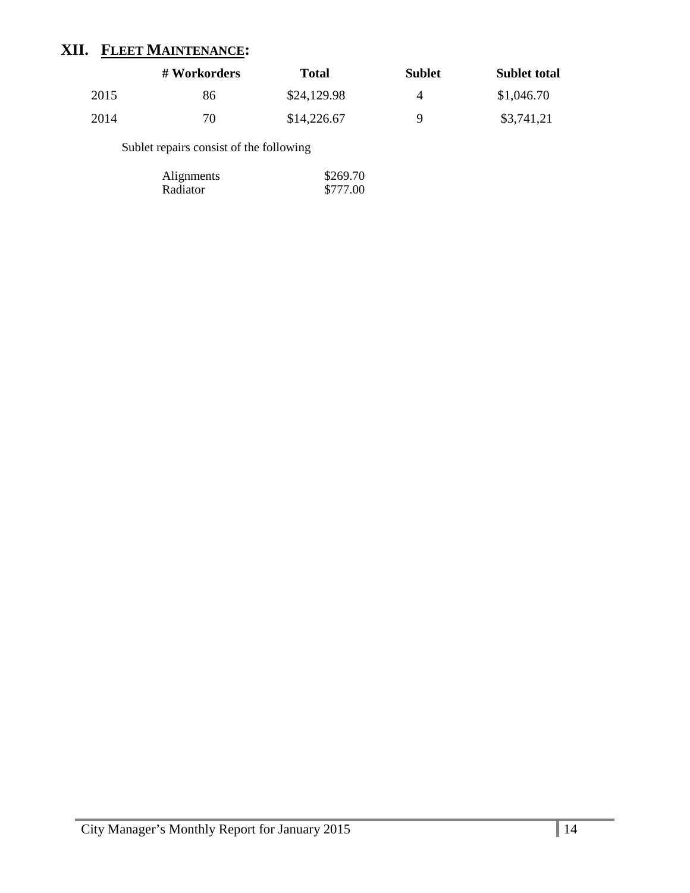## XII. FLEET MAINTENANCE:

| | # Workorders | Total | Sublet | Sublet total |
|---|---|---|---|---|
| 2015 | 86 | $24,129.98 | 4 | $1,046.70 |
| 2014 | 70 | $14,226.67 | 9 | $3,741,21 |

Sublet repairs consist of the following

| | |
|---|---|
| Alignments | $269.70 |
| Radiator | $777.00 |